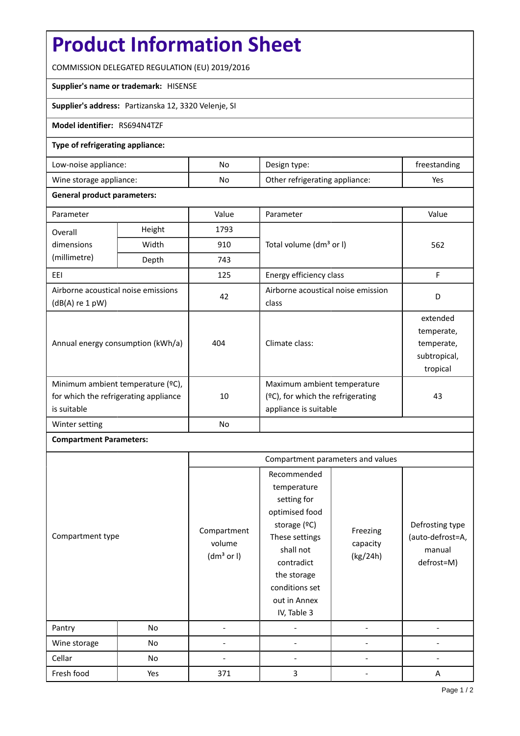# Product Information Sheet

COMMISSION DELEGATED REGULATION (EU) 2019/2016

**Supplier's name or trademark:** HISENSE

**Supplier's address:** Partizanska 12, 3320 Velenje, SI

**Model identifier:** RS694N4TZF

**Type of refrigerating appliance:**

| Low-noise appliance: | No | Design type: | freestanding |
|---|---|---|---|
| Wine storage appliance: | No | Other refrigerating appliance: | Yes |

**General product parameters:**

| Parameter | | Value | Parameter | Value |
|---|---|---|---|---|
| Overall dimensions (millimetre) | Height | 1793 | Total volume (dm³ or l) | 562 |
| | Width | 910 | | |
| | Depth | 743 | | |
| EEI | | 125 | Energy efficiency class | F |
| Airborne acoustical noise emissions (dB(A) re 1 pW) | | 42 | Airborne acoustical noise emission class | D |
| Annual energy consumption (kWh/a) | | 404 | Climate class: | extended temperate, temperate, subtropical, tropical |
| Minimum ambient temperature (ºC), for which the refrigerating appliance is suitable | | 10 | Maximum ambient temperature (ºC), for which the refrigerating appliance is suitable | 43 |
| Winter setting | | No | | |

**Compartment Parameters:**

| Compartment type | | Compartment parameters and values | | | |
|---|---|---|---|---|---|
| | | Compartment volume (dm³ or l) | Recommended temperature setting for optimised food storage (ºC) These settings shall not contradict the storage conditions set out in Annex IV, Table 3 | Freezing capacity (kg/24h) | Defrosting type (auto-defrost=A, manual defrost=M) |
| Pantry | No | - | - | - | - |
| Wine storage | No | - | - | - | - |
| Cellar | No | - | - | - | - |
| Fresh food | Yes | 371 | 3 | - | A |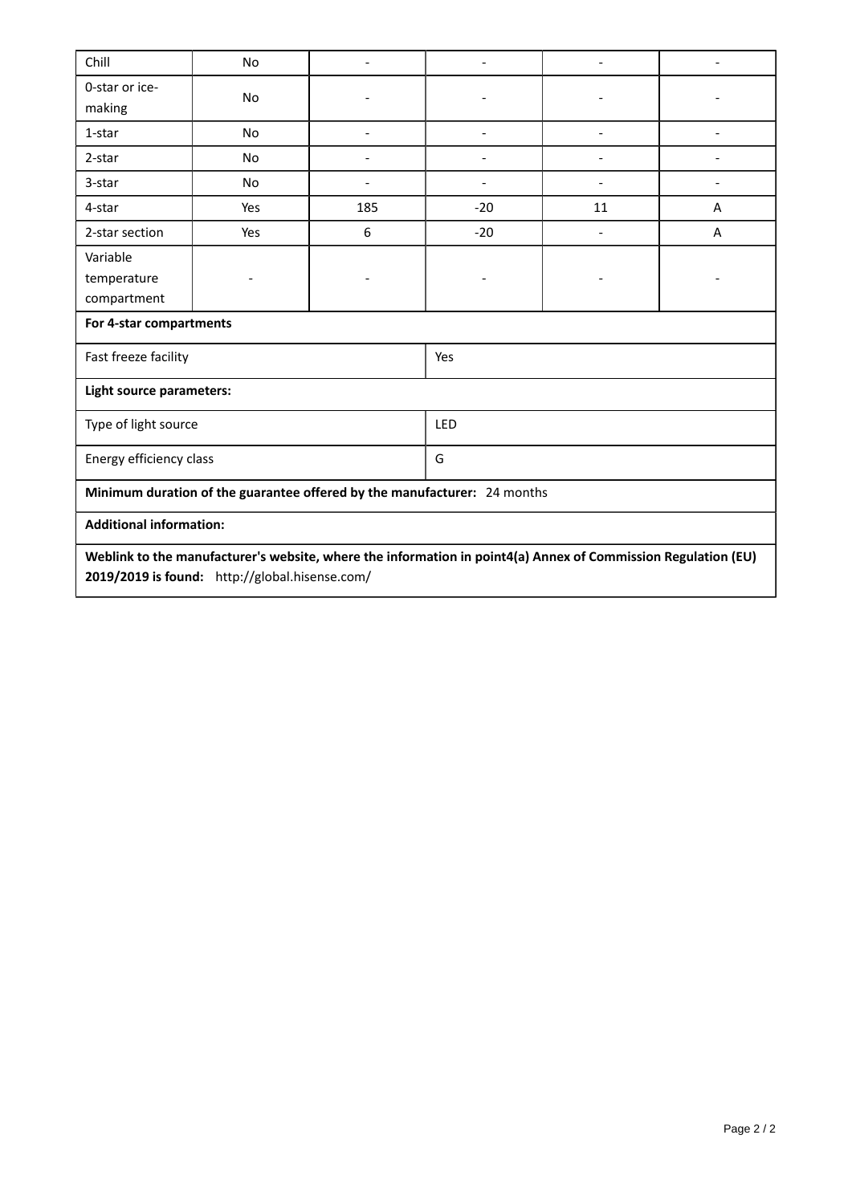| | | | | | |
|---|---|---|---|---|---|
| Chill | No | - | - | - | - |
| 0-star or ice-making | No | - | - | - | - |
| 1-star | No | - | - | - | - |
| 2-star | No | - | - | - | - |
| 3-star | No | - | - | - | - |
| 4-star | Yes | 185 | -20 | 11 | A |
| 2-star section | Yes | 6 | -20 | - | A |
| Variable temperature compartment | - | - | - | - | - |

| | |
|---|---|
| **For 4-star compartments** | |
| Fast freeze facility | Yes |
| **Light source parameters:** | |
| Type of light source | LED |
| Energy efficiency class | G |

**Minimum duration of the guarantee offered by the manufacturer:** 24 months

**Additional information:**

**Weblink to the manufacturer's website, where the information in point4(a) Annex of Commission Regulation (EU) 2019/2019 is found:** http://global.hisense.com/